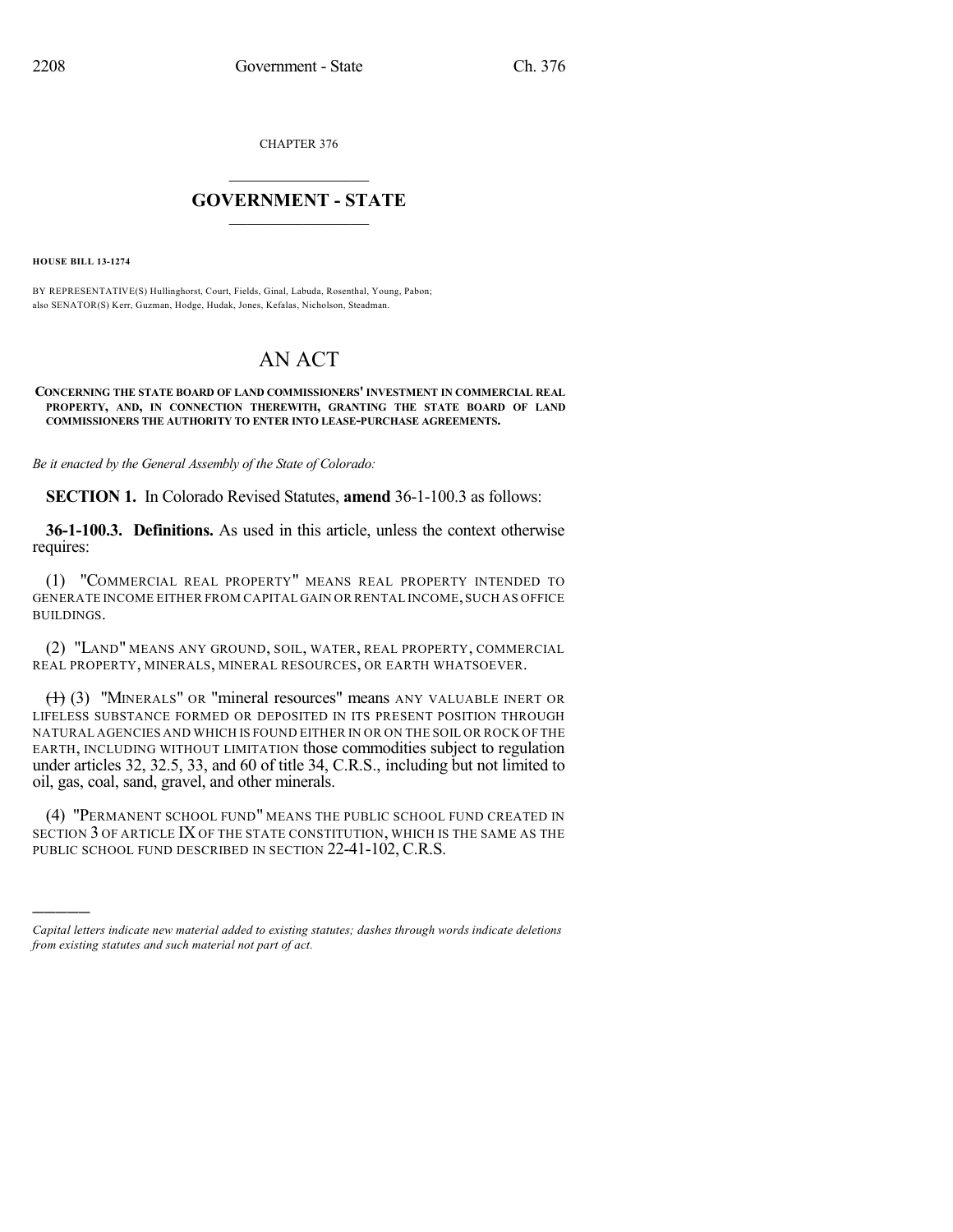CHAPTER 376

# GOVERNMENT - STATE

**HOUSE BILL 13-1274**

BY REPRESENTATIVE(S) Hullinghorst, Court, Fields, Ginal, Labuda, Rosenthal, Young, Pabon; also SENATOR(S) Kerr, Guzman, Hodge, Hudak, Jones, Kefalas, Nicholson, Steadman.

# AN ACT

**CONCERNING THE STATE BOARD OF LAND COMMISSIONERS' INVESTMENT IN COMMERCIAL REAL PROPERTY, AND, IN CONNECTION THEREWITH, GRANTING THE STATE BOARD OF LAND COMMISSIONERS THE AUTHORITY TO ENTER INTO LEASE-PURCHASE AGREEMENTS.**

*Be it enacted by the General Assembly of the State of Colorado:*

**SECTION 1.** In Colorado Revised Statutes, **amend** 36-1-100.3 as follows:

**36-1-100.3. Definitions.** As used in this article, unless the context otherwise requires:

(1) "COMMERCIAL REAL PROPERTY" MEANS REAL PROPERTY INTENDED TO GENERATE INCOME EITHER FROM CAPITAL GAIN OR RENTAL INCOME, SUCH AS OFFICE BUILDINGS.

(2) "LAND" MEANS ANY GROUND, SOIL, WATER, REAL PROPERTY, COMMERCIAL REAL PROPERTY, MINERALS, MINERAL RESOURCES, OR EARTH WHATSOEVER.

~~(1)~~ (3) "MINERALS" OR "mineral resources" means ANY VALUABLE INERT OR LIFELESS SUBSTANCE FORMED OR DEPOSITED IN ITS PRESENT POSITION THROUGH NATURAL AGENCIES AND WHICH IS FOUND EITHER IN OR ON THE SOIL OR ROCK OF THE EARTH, INCLUDING WITHOUT LIMITATION those commodities subject to regulation under articles 32, 32.5, 33, and 60 of title 34, C.R.S., including but not limited to oil, gas, coal, sand, gravel, and other minerals.

(4) "PERMANENT SCHOOL FUND" MEANS THE PUBLIC SCHOOL FUND CREATED IN SECTION 3 OF ARTICLE IX OF THE STATE CONSTITUTION, WHICH IS THE SAME AS THE PUBLIC SCHOOL FUND DESCRIBED IN SECTION 22-41-102, C.R.S.

*Capital letters indicate new material added to existing statutes; dashes through words indicate deletions from existing statutes and such material not part of act.*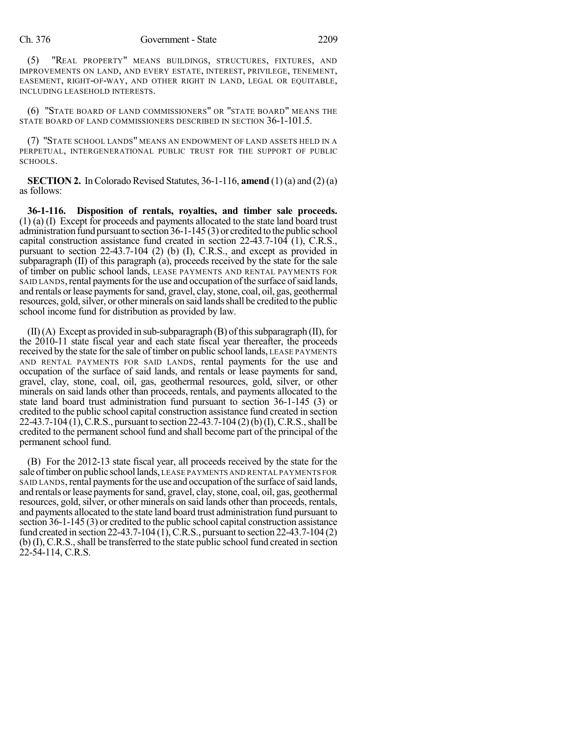(5) "REAL PROPERTY" MEANS BUILDINGS, STRUCTURES, FIXTURES, AND IMPROVEMENTS ON LAND, AND EVERY ESTATE, INTEREST, PRIVILEGE, TENEMENT, EASEMENT, RIGHT-OF-WAY, AND OTHER RIGHT IN LAND, LEGAL OR EQUITABLE, INCLUDING LEASEHOLD INTERESTS.

(6) "STATE BOARD OF LAND COMMISSIONERS" OR "STATE BOARD" MEANS THE STATE BOARD OF LAND COMMISSIONERS DESCRIBED IN SECTION 36-1-101.5.

(7) "STATE SCHOOL LANDS" MEANS AN ENDOWMENT OF LAND ASSETS HELD IN A PERPETUAL, INTERGENERATIONAL PUBLIC TRUST FOR THE SUPPORT OF PUBLIC SCHOOLS.

**SECTION 2.** In Colorado Revised Statutes, 36-1-116, **amend** (1) (a) and (2) (a) as follows:

**36-1-116. Disposition of rentals, royalties, and timber sale proceeds.** (1) (a) (I) Except for proceeds and payments allocated to the state land board trust administration fund pursuant to section 36-1-145 (3) or credited to the public school capital construction assistance fund created in section 22-43.7-104 (1), C.R.S., pursuant to section 22-43.7-104 (2) (b) (I), C.R.S., and except as provided in subparagraph (II) of this paragraph (a), proceeds received by the state for the sale of timber on public school lands, LEASE PAYMENTS AND RENTAL PAYMENTS FOR SAID LANDS, rental payments for the use and occupation of the surface of said lands, and rentals or lease payments for sand, gravel, clay, stone, coal, oil, gas, geothermal resources, gold, silver, or other minerals on said lands shall be credited to the public school income fund for distribution as provided by law.

(II) (A) Except as provided in sub-subparagraph (B) of this subparagraph (II), for the 2010-11 state fiscal year and each state fiscal year thereafter, the proceeds received by the state for the sale of timber on public school lands, LEASE PAYMENTS AND RENTAL PAYMENTS FOR SAID LANDS, rental payments for the use and occupation of the surface of said lands, and rentals or lease payments for sand, gravel, clay, stone, coal, oil, gas, geothermal resources, gold, silver, or other minerals on said lands other than proceeds, rentals, and payments allocated to the state land board trust administration fund pursuant to section 36-1-145 (3) or credited to the public school capital construction assistance fund created in section 22-43.7-104 (1), C.R.S., pursuant to section 22-43.7-104 (2) (b) (I), C.R.S., shall be credited to the permanent school fund and shall become part of the principal of the permanent school fund.

(B) For the 2012-13 state fiscal year, all proceeds received by the state for the sale of timber on public school lands, LEASE PAYMENTS AND RENTAL PAYMENTS FOR SAID LANDS, rental payments for the use and occupation of the surface of said lands, and rentals or lease payments for sand, gravel, clay, stone, coal, oil, gas, geothermal resources, gold, silver, or other minerals on said lands other than proceeds, rentals, and payments allocated to the state land board trust administration fund pursuant to section 36-1-145 (3) or credited to the public school capital construction assistance fund created in section 22-43.7-104 (1), C.R.S., pursuant to section 22-43.7-104 (2) (b) (I), C.R.S., shall be transferred to the state public school fund created in section 22-54-114, C.R.S.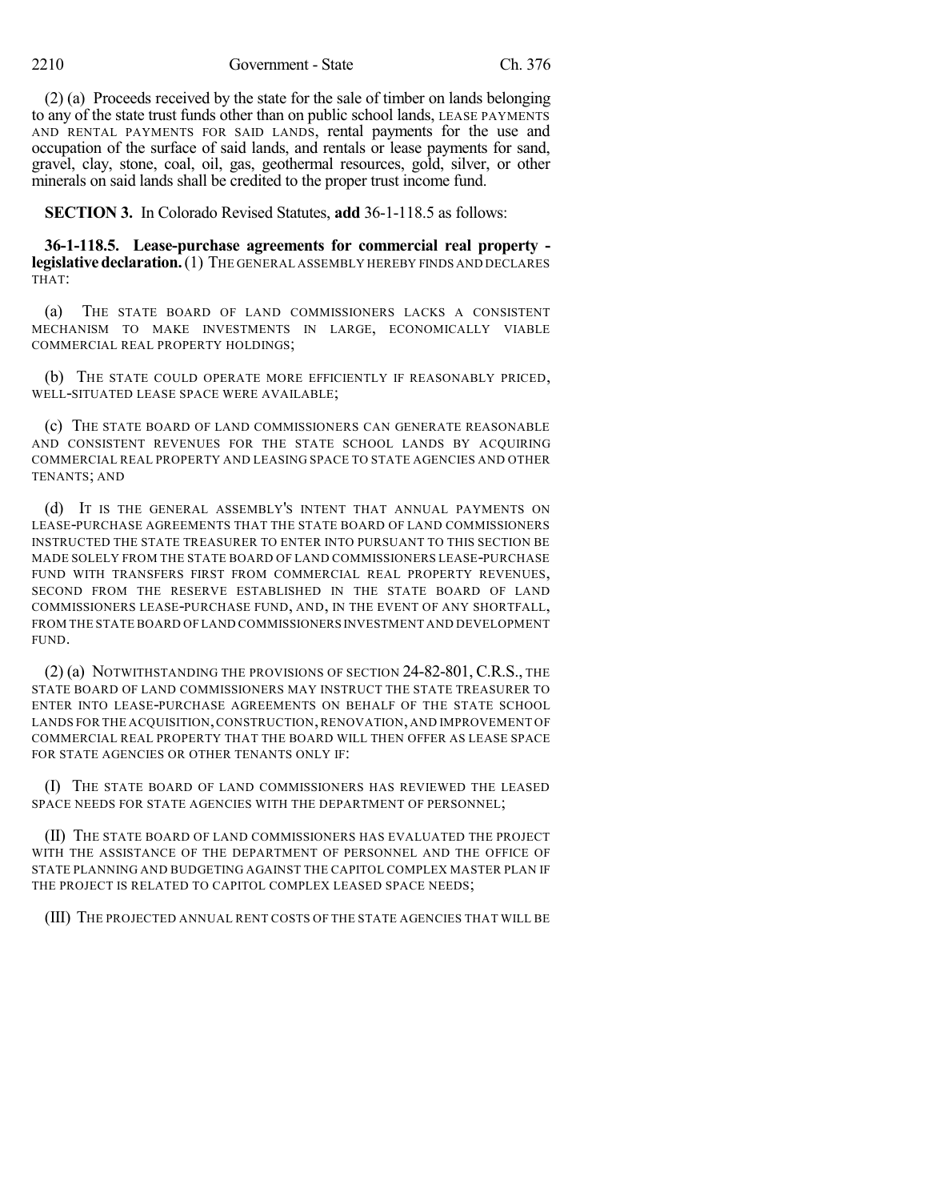(2) (a) Proceeds received by the state for the sale of timber on lands belonging to any of the state trust funds other than on public school lands, LEASE PAYMENTS AND RENTAL PAYMENTS FOR SAID LANDS, rental payments for the use and occupation of the surface of said lands, and rentals or lease payments for sand, gravel, clay, stone, coal, oil, gas, geothermal resources, gold, silver, or other minerals on said lands shall be credited to the proper trust income fund.

**SECTION 3.** In Colorado Revised Statutes, **add** 36-1-118.5 as follows:

**36-1-118.5. Lease-purchase agreements for commercial real property - legislative declaration.** (1) THE GENERAL ASSEMBLY HEREBY FINDS AND DECLARES THAT:

(a) THE STATE BOARD OF LAND COMMISSIONERS LACKS A CONSISTENT MECHANISM TO MAKE INVESTMENTS IN LARGE, ECONOMICALLY VIABLE COMMERCIAL REAL PROPERTY HOLDINGS;

(b) THE STATE COULD OPERATE MORE EFFICIENTLY IF REASONABLY PRICED, WELL-SITUATED LEASE SPACE WERE AVAILABLE;

(c) THE STATE BOARD OF LAND COMMISSIONERS CAN GENERATE REASONABLE AND CONSISTENT REVENUES FOR THE STATE SCHOOL LANDS BY ACQUIRING COMMERCIAL REAL PROPERTY AND LEASING SPACE TO STATE AGENCIES AND OTHER TENANTS; AND

(d) IT IS THE GENERAL ASSEMBLY'S INTENT THAT ANNUAL PAYMENTS ON LEASE-PURCHASE AGREEMENTS THAT THE STATE BOARD OF LAND COMMISSIONERS INSTRUCTED THE STATE TREASURER TO ENTER INTO PURSUANT TO THIS SECTION BE MADE SOLELY FROM THE STATE BOARD OF LAND COMMISSIONERS LEASE-PURCHASE FUND WITH TRANSFERS FIRST FROM COMMERCIAL REAL PROPERTY REVENUES, SECOND FROM THE RESERVE ESTABLISHED IN THE STATE BOARD OF LAND COMMISSIONERS LEASE-PURCHASE FUND, AND, IN THE EVENT OF ANY SHORTFALL, FROM THE STATE BOARD OF LAND COMMISSIONERS INVESTMENT AND DEVELOPMENT FUND.

(2) (a) NOTWITHSTANDING THE PROVISIONS OF SECTION 24-82-801, C.R.S., THE STATE BOARD OF LAND COMMISSIONERS MAY INSTRUCT THE STATE TREASURER TO ENTER INTO LEASE-PURCHASE AGREEMENTS ON BEHALF OF THE STATE SCHOOL LANDS FOR THE ACQUISITION, CONSTRUCTION, RENOVATION, AND IMPROVEMENT OF COMMERCIAL REAL PROPERTY THAT THE BOARD WILL THEN OFFER AS LEASE SPACE FOR STATE AGENCIES OR OTHER TENANTS ONLY IF:

(I) THE STATE BOARD OF LAND COMMISSIONERS HAS REVIEWED THE LEASED SPACE NEEDS FOR STATE AGENCIES WITH THE DEPARTMENT OF PERSONNEL;

(II) THE STATE BOARD OF LAND COMMISSIONERS HAS EVALUATED THE PROJECT WITH THE ASSISTANCE OF THE DEPARTMENT OF PERSONNEL AND THE OFFICE OF STATE PLANNING AND BUDGETING AGAINST THE CAPITOL COMPLEX MASTER PLAN IF THE PROJECT IS RELATED TO CAPITOL COMPLEX LEASED SPACE NEEDS;

(III) THE PROJECTED ANNUAL RENT COSTS OF THE STATE AGENCIES THAT WILL BE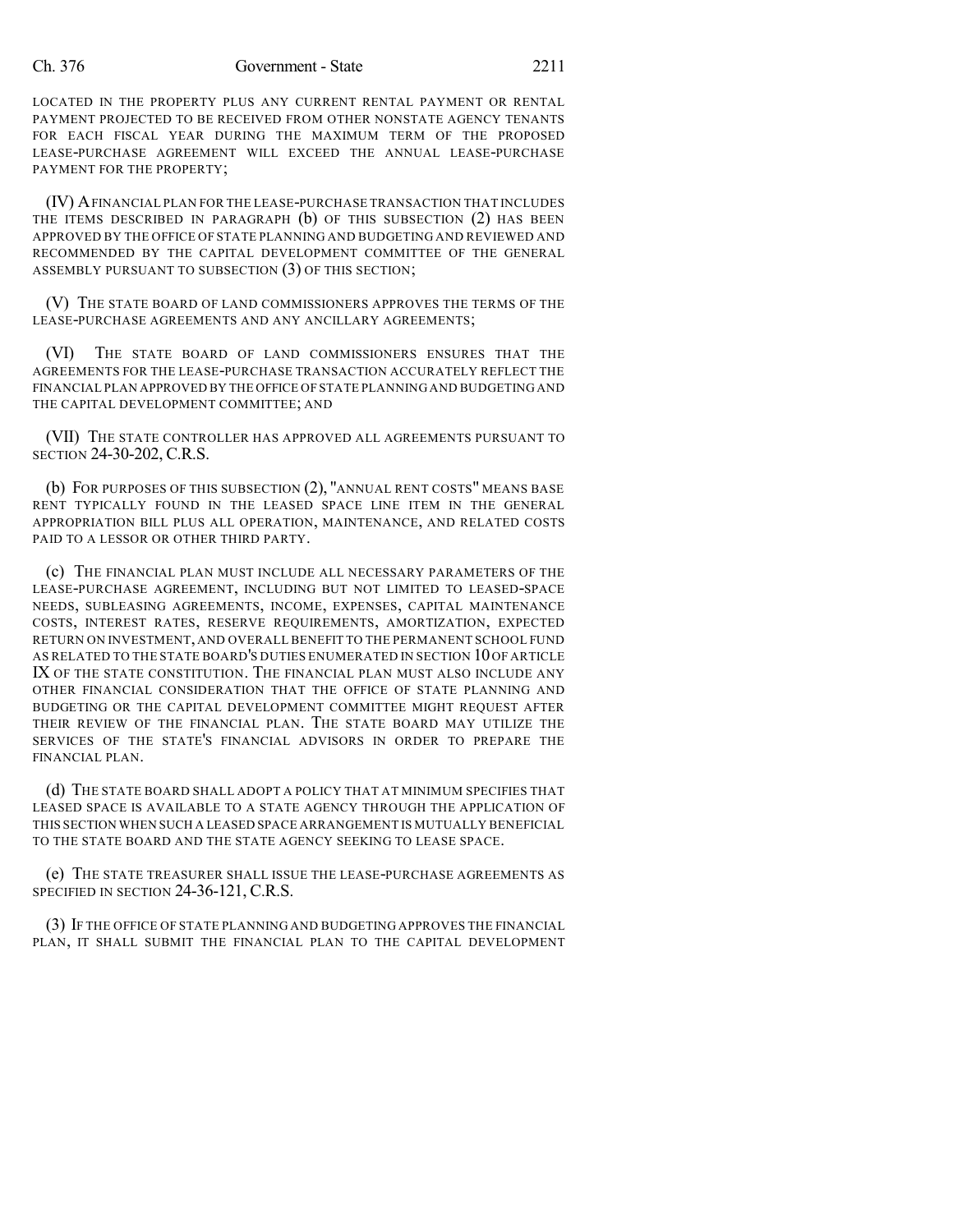LOCATED IN THE PROPERTY PLUS ANY CURRENT RENTAL PAYMENT OR RENTAL PAYMENT PROJECTED TO BE RECEIVED FROM OTHER NONSTATE AGENCY TENANTS FOR EACH FISCAL YEAR DURING THE MAXIMUM TERM OF THE PROPOSED LEASE-PURCHASE AGREEMENT WILL EXCEED THE ANNUAL LEASE-PURCHASE PAYMENT FOR THE PROPERTY;

(IV) A FINANCIAL PLAN FOR THE LEASE-PURCHASE TRANSACTION THAT INCLUDES THE ITEMS DESCRIBED IN PARAGRAPH (b) OF THIS SUBSECTION (2) HAS BEEN APPROVED BY THE OFFICE OF STATE PLANNING AND BUDGETING AND REVIEWED AND RECOMMENDED BY THE CAPITAL DEVELOPMENT COMMITTEE OF THE GENERAL ASSEMBLY PURSUANT TO SUBSECTION (3) OF THIS SECTION;

(V) THE STATE BOARD OF LAND COMMISSIONERS APPROVES THE TERMS OF THE LEASE-PURCHASE AGREEMENTS AND ANY ANCILLARY AGREEMENTS;

(VI) THE STATE BOARD OF LAND COMMISSIONERS ENSURES THAT THE AGREEMENTS FOR THE LEASE-PURCHASE TRANSACTION ACCURATELY REFLECT THE FINANCIAL PLAN APPROVED BY THE OFFICE OF STATE PLANNING AND BUDGETING AND THE CAPITAL DEVELOPMENT COMMITTEE; AND

(VII) THE STATE CONTROLLER HAS APPROVED ALL AGREEMENTS PURSUANT TO SECTION 24-30-202, C.R.S.

(b) FOR PURPOSES OF THIS SUBSECTION (2), "ANNUAL RENT COSTS" MEANS BASE RENT TYPICALLY FOUND IN THE LEASED SPACE LINE ITEM IN THE GENERAL APPROPRIATION BILL PLUS ALL OPERATION, MAINTENANCE, AND RELATED COSTS PAID TO A LESSOR OR OTHER THIRD PARTY.

(c) THE FINANCIAL PLAN MUST INCLUDE ALL NECESSARY PARAMETERS OF THE LEASE-PURCHASE AGREEMENT, INCLUDING BUT NOT LIMITED TO LEASED-SPACE NEEDS, SUBLEASING AGREEMENTS, INCOME, EXPENSES, CAPITAL MAINTENANCE COSTS, INTEREST RATES, RESERVE REQUIREMENTS, AMORTIZATION, EXPECTED RETURN ON INVESTMENT, AND OVERALL BENEFIT TO THE PERMANENT SCHOOL FUND AS RELATED TO THE STATE BOARD'S DUTIES ENUMERATED IN SECTION 10 OF ARTICLE IX OF THE STATE CONSTITUTION. THE FINANCIAL PLAN MUST ALSO INCLUDE ANY OTHER FINANCIAL CONSIDERATION THAT THE OFFICE OF STATE PLANNING AND BUDGETING OR THE CAPITAL DEVELOPMENT COMMITTEE MIGHT REQUEST AFTER THEIR REVIEW OF THE FINANCIAL PLAN. THE STATE BOARD MAY UTILIZE THE SERVICES OF THE STATE'S FINANCIAL ADVISORS IN ORDER TO PREPARE THE FINANCIAL PLAN.

(d) THE STATE BOARD SHALL ADOPT A POLICY THAT AT MINIMUM SPECIFIES THAT LEASED SPACE IS AVAILABLE TO A STATE AGENCY THROUGH THE APPLICATION OF THIS SECTION WHEN SUCH A LEASED SPACE ARRANGEMENT IS MUTUALLY BENEFICIAL TO THE STATE BOARD AND THE STATE AGENCY SEEKING TO LEASE SPACE.

(e) THE STATE TREASURER SHALL ISSUE THE LEASE-PURCHASE AGREEMENTS AS SPECIFIED IN SECTION 24-36-121, C.R.S.

(3) IF THE OFFICE OF STATE PLANNING AND BUDGETING APPROVES THE FINANCIAL PLAN, IT SHALL SUBMIT THE FINANCIAL PLAN TO THE CAPITAL DEVELOPMENT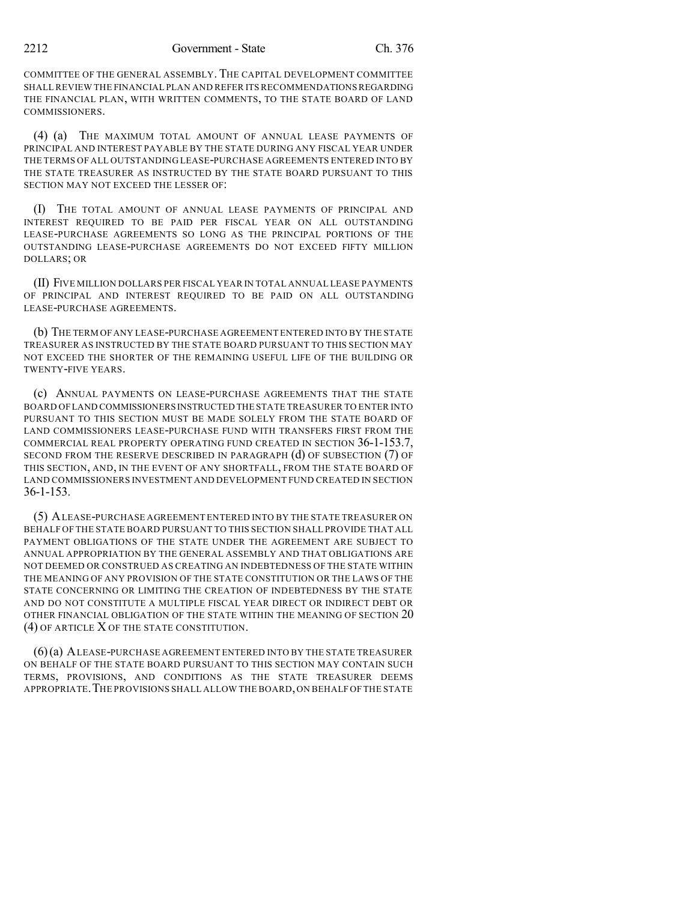COMMITTEE OF THE GENERAL ASSEMBLY. THE CAPITAL DEVELOPMENT COMMITTEE SHALL REVIEW THE FINANCIAL PLAN AND REFER ITS RECOMMENDATIONS REGARDING THE FINANCIAL PLAN, WITH WRITTEN COMMENTS, TO THE STATE BOARD OF LAND COMMISSIONERS.

(4) (a) THE MAXIMUM TOTAL AMOUNT OF ANNUAL LEASE PAYMENTS OF PRINCIPAL AND INTEREST PAYABLE BY THE STATE DURING ANY FISCAL YEAR UNDER THE TERMS OF ALL OUTSTANDING LEASE-PURCHASE AGREEMENTS ENTERED INTO BY THE STATE TREASURER AS INSTRUCTED BY THE STATE BOARD PURSUANT TO THIS SECTION MAY NOT EXCEED THE LESSER OF:

(I) THE TOTAL AMOUNT OF ANNUAL LEASE PAYMENTS OF PRINCIPAL AND INTEREST REQUIRED TO BE PAID PER FISCAL YEAR ON ALL OUTSTANDING LEASE-PURCHASE AGREEMENTS SO LONG AS THE PRINCIPAL PORTIONS OF THE OUTSTANDING LEASE-PURCHASE AGREEMENTS DO NOT EXCEED FIFTY MILLION DOLLARS; OR

(II) FIVE MILLION DOLLARS PER FISCAL YEAR IN TOTAL ANNUAL LEASE PAYMENTS OF PRINCIPAL AND INTEREST REQUIRED TO BE PAID ON ALL OUTSTANDING LEASE-PURCHASE AGREEMENTS.

(b) THE TERM OF ANY LEASE-PURCHASE AGREEMENT ENTERED INTO BY THE STATE TREASURER AS INSTRUCTED BY THE STATE BOARD PURSUANT TO THIS SECTION MAY NOT EXCEED THE SHORTER OF THE REMAINING USEFUL LIFE OF THE BUILDING OR TWENTY-FIVE YEARS.

(c) ANNUAL PAYMENTS ON LEASE-PURCHASE AGREEMENTS THAT THE STATE BOARD OF LAND COMMISSIONERS INSTRUCTED THE STATE TREASURER TO ENTER INTO PURSUANT TO THIS SECTION MUST BE MADE SOLELY FROM THE STATE BOARD OF LAND COMMISSIONERS LEASE-PURCHASE FUND WITH TRANSFERS FIRST FROM THE COMMERCIAL REAL PROPERTY OPERATING FUND CREATED IN SECTION 36-1-153.7, SECOND FROM THE RESERVE DESCRIBED IN PARAGRAPH (d) OF SUBSECTION (7) OF THIS SECTION, AND, IN THE EVENT OF ANY SHORTFALL, FROM THE STATE BOARD OF LAND COMMISSIONERS INVESTMENT AND DEVELOPMENT FUND CREATED IN SECTION 36-1-153.

(5) A LEASE-PURCHASE AGREEMENT ENTERED INTO BY THE STATE TREASURER ON BEHALF OF THE STATE BOARD PURSUANT TO THIS SECTION SHALL PROVIDE THAT ALL PAYMENT OBLIGATIONS OF THE STATE UNDER THE AGREEMENT ARE SUBJECT TO ANNUAL APPROPRIATION BY THE GENERAL ASSEMBLY AND THAT OBLIGATIONS ARE NOT DEEMED OR CONSTRUED AS CREATING AN INDEBTEDNESS OF THE STATE WITHIN THE MEANING OF ANY PROVISION OF THE STATE CONSTITUTION OR THE LAWS OF THE STATE CONCERNING OR LIMITING THE CREATION OF INDEBTEDNESS BY THE STATE AND DO NOT CONSTITUTE A MULTIPLE FISCAL YEAR DIRECT OR INDIRECT DEBT OR OTHER FINANCIAL OBLIGATION OF THE STATE WITHIN THE MEANING OF SECTION 20 (4) OF ARTICLE X OF THE STATE CONSTITUTION.

(6) (a) A LEASE-PURCHASE AGREEMENT ENTERED INTO BY THE STATE TREASURER ON BEHALF OF THE STATE BOARD PURSUANT TO THIS SECTION MAY CONTAIN SUCH TERMS, PROVISIONS, AND CONDITIONS AS THE STATE TREASURER DEEMS APPROPRIATE. THE PROVISIONS SHALL ALLOW THE BOARD, ON BEHALF OF THE STATE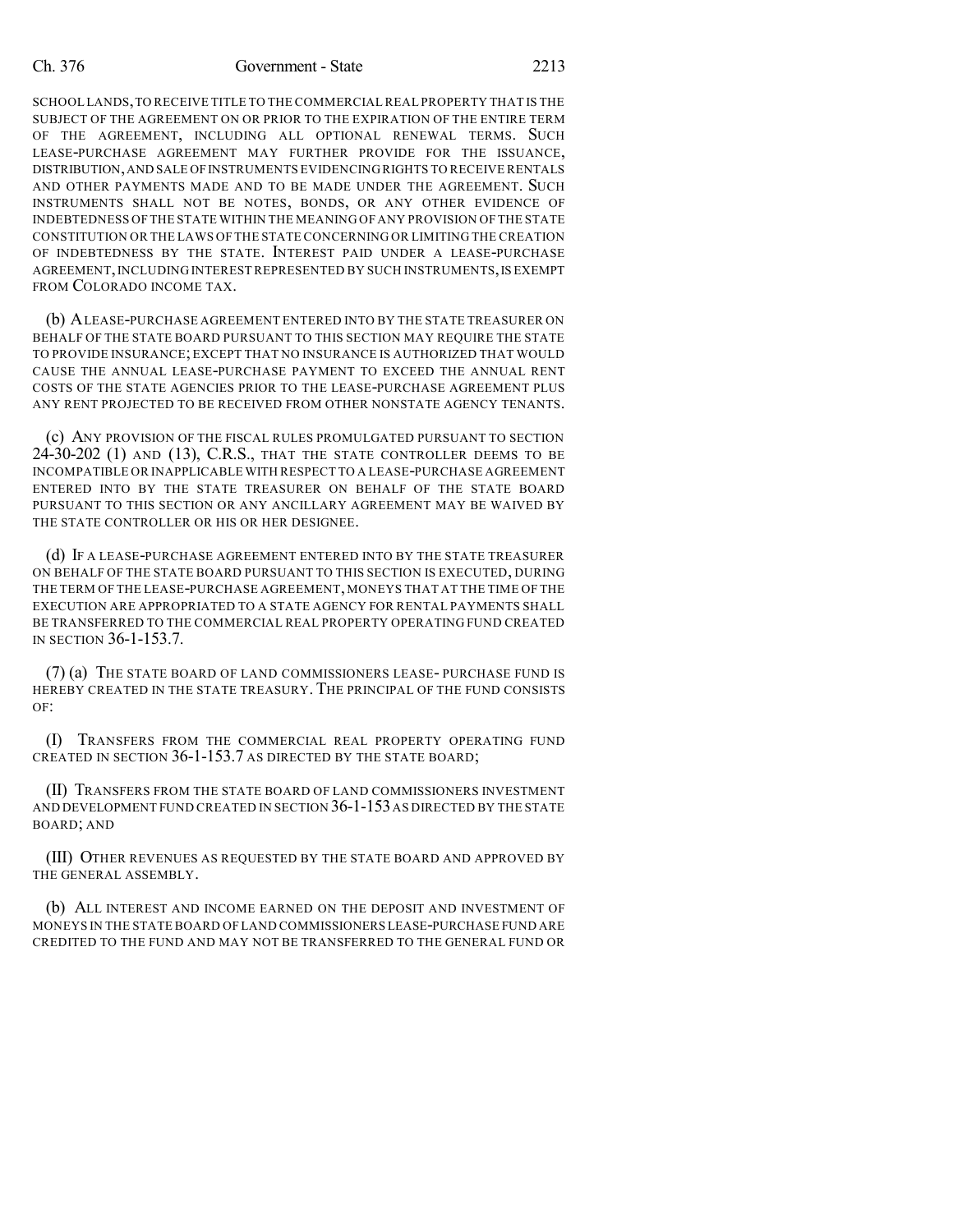SCHOOL LANDS, TO RECEIVE TITLE TO THE COMMERCIAL REAL PROPERTY THAT IS THE SUBJECT OF THE AGREEMENT ON OR PRIOR TO THE EXPIRATION OF THE ENTIRE TERM OF THE AGREEMENT, INCLUDING ALL OPTIONAL RENEWAL TERMS. SUCH LEASE-PURCHASE AGREEMENT MAY FURTHER PROVIDE FOR THE ISSUANCE, DISTRIBUTION, AND SALE OF INSTRUMENTS EVIDENCING RIGHTS TO RECEIVE RENTALS AND OTHER PAYMENTS MADE AND TO BE MADE UNDER THE AGREEMENT. SUCH INSTRUMENTS SHALL NOT BE NOTES, BONDS, OR ANY OTHER EVIDENCE OF INDEBTEDNESS OF THE STATE WITHIN THE MEANING OF ANY PROVISION OF THE STATE CONSTITUTION OR THE LAWS OF THE STATE CONCERNING OR LIMITING THE CREATION OF INDEBTEDNESS BY THE STATE. INTEREST PAID UNDER A LEASE-PURCHASE AGREEMENT, INCLUDING INTEREST REPRESENTED BY SUCH INSTRUMENTS, IS EXEMPT FROM COLORADO INCOME TAX.

(b) A LEASE-PURCHASE AGREEMENT ENTERED INTO BY THE STATE TREASURER ON BEHALF OF THE STATE BOARD PURSUANT TO THIS SECTION MAY REQUIRE THE STATE TO PROVIDE INSURANCE; EXCEPT THAT NO INSURANCE IS AUTHORIZED THAT WOULD CAUSE THE ANNUAL LEASE-PURCHASE PAYMENT TO EXCEED THE ANNUAL RENT COSTS OF THE STATE AGENCIES PRIOR TO THE LEASE-PURCHASE AGREEMENT PLUS ANY RENT PROJECTED TO BE RECEIVED FROM OTHER NONSTATE AGENCY TENANTS.

(c) ANY PROVISION OF THE FISCAL RULES PROMULGATED PURSUANT TO SECTION 24-30-202 (1) AND (13), C.R.S., THAT THE STATE CONTROLLER DEEMS TO BE INCOMPATIBLE OR INAPPLICABLE WITH RESPECT TO A LEASE-PURCHASE AGREEMENT ENTERED INTO BY THE STATE TREASURER ON BEHALF OF THE STATE BOARD PURSUANT TO THIS SECTION OR ANY ANCILLARY AGREEMENT MAY BE WAIVED BY THE STATE CONTROLLER OR HIS OR HER DESIGNEE.

(d) IF A LEASE-PURCHASE AGREEMENT ENTERED INTO BY THE STATE TREASURER ON BEHALF OF THE STATE BOARD PURSUANT TO THIS SECTION IS EXECUTED, DURING THE TERM OF THE LEASE-PURCHASE AGREEMENT, MONEYS THAT AT THE TIME OF THE EXECUTION ARE APPROPRIATED TO A STATE AGENCY FOR RENTAL PAYMENTS SHALL BE TRANSFERRED TO THE COMMERCIAL REAL PROPERTY OPERATING FUND CREATED IN SECTION 36-1-153.7.

(7) (a) THE STATE BOARD OF LAND COMMISSIONERS LEASE- PURCHASE FUND IS HEREBY CREATED IN THE STATE TREASURY. THE PRINCIPAL OF THE FUND CONSISTS OF:

(I) TRANSFERS FROM THE COMMERCIAL REAL PROPERTY OPERATING FUND CREATED IN SECTION 36-1-153.7 AS DIRECTED BY THE STATE BOARD;

(II) TRANSFERS FROM THE STATE BOARD OF LAND COMMISSIONERS INVESTMENT AND DEVELOPMENT FUND CREATED IN SECTION 36-1-153 AS DIRECTED BY THE STATE BOARD; AND

(III) OTHER REVENUES AS REQUESTED BY THE STATE BOARD AND APPROVED BY THE GENERAL ASSEMBLY.

(b) ALL INTEREST AND INCOME EARNED ON THE DEPOSIT AND INVESTMENT OF MONEYS IN THE STATE BOARD OF LAND COMMISSIONERS LEASE-PURCHASE FUND ARE CREDITED TO THE FUND AND MAY NOT BE TRANSFERRED TO THE GENERAL FUND OR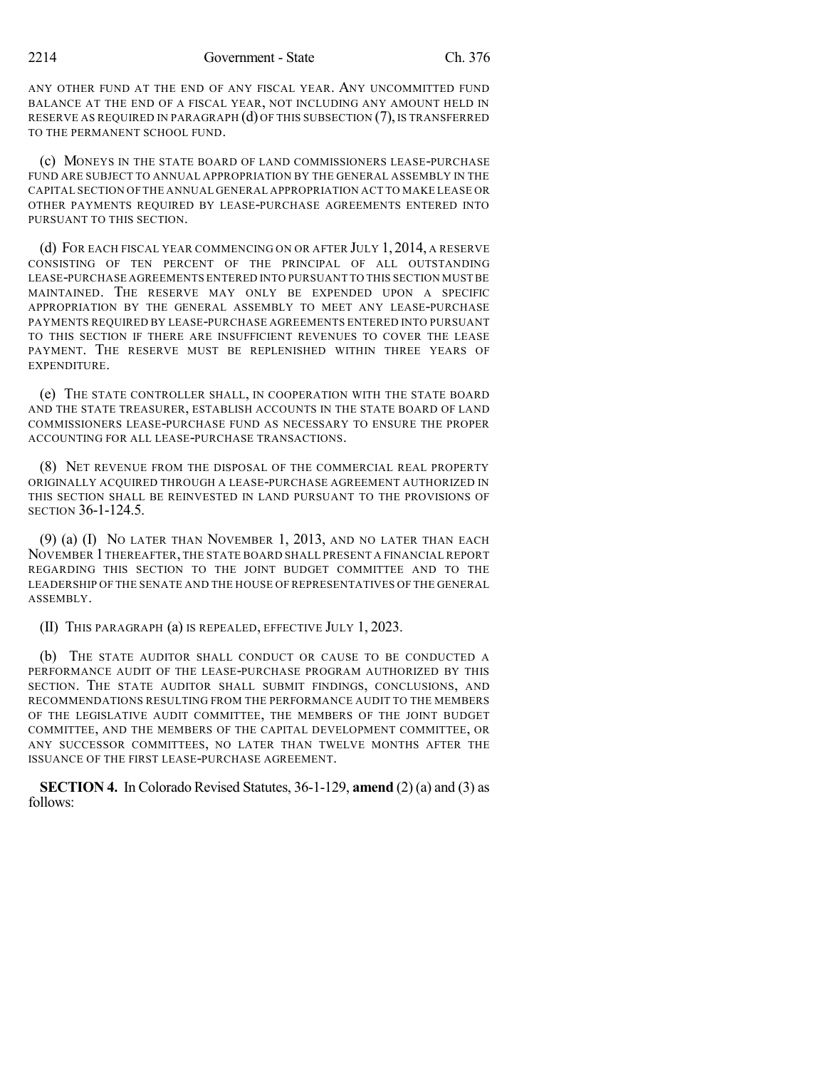ANY OTHER FUND AT THE END OF ANY FISCAL YEAR. ANY UNCOMMITTED FUND BALANCE AT THE END OF A FISCAL YEAR, NOT INCLUDING ANY AMOUNT HELD IN RESERVE AS REQUIRED IN PARAGRAPH (d) OF THIS SUBSECTION (7), IS TRANSFERRED TO THE PERMANENT SCHOOL FUND.

(c) MONEYS IN THE STATE BOARD OF LAND COMMISSIONERS LEASE-PURCHASE FUND ARE SUBJECT TO ANNUAL APPROPRIATION BY THE GENERAL ASSEMBLY IN THE CAPITAL SECTION OF THE ANNUAL GENERAL APPROPRIATION ACT TO MAKE LEASE OR OTHER PAYMENTS REQUIRED BY LEASE-PURCHASE AGREEMENTS ENTERED INTO PURSUANT TO THIS SECTION.

(d) FOR EACH FISCAL YEAR COMMENCING ON OR AFTER JULY 1, 2014, A RESERVE CONSISTING OF TEN PERCENT OF THE PRINCIPAL OF ALL OUTSTANDING LEASE-PURCHASE AGREEMENTS ENTERED INTO PURSUANT TO THIS SECTION MUST BE MAINTAINED. THE RESERVE MAY ONLY BE EXPENDED UPON A SPECIFIC APPROPRIATION BY THE GENERAL ASSEMBLY TO MEET ANY LEASE-PURCHASE PAYMENTS REQUIRED BY LEASE-PURCHASE AGREEMENTS ENTERED INTO PURSUANT TO THIS SECTION IF THERE ARE INSUFFICIENT REVENUES TO COVER THE LEASE PAYMENT. THE RESERVE MUST BE REPLENISHED WITHIN THREE YEARS OF EXPENDITURE.

(e) THE STATE CONTROLLER SHALL, IN COOPERATION WITH THE STATE BOARD AND THE STATE TREASURER, ESTABLISH ACCOUNTS IN THE STATE BOARD OF LAND COMMISSIONERS LEASE-PURCHASE FUND AS NECESSARY TO ENSURE THE PROPER ACCOUNTING FOR ALL LEASE-PURCHASE TRANSACTIONS.

(8) NET REVENUE FROM THE DISPOSAL OF THE COMMERCIAL REAL PROPERTY ORIGINALLY ACQUIRED THROUGH A LEASE-PURCHASE AGREEMENT AUTHORIZED IN THIS SECTION SHALL BE REINVESTED IN LAND PURSUANT TO THE PROVISIONS OF SECTION 36-1-124.5.

(9) (a) (I) NO LATER THAN NOVEMBER 1, 2013, AND NO LATER THAN EACH NOVEMBER 1 THEREAFTER, THE STATE BOARD SHALL PRESENT A FINANCIAL REPORT REGARDING THIS SECTION TO THE JOINT BUDGET COMMITTEE AND TO THE LEADERSHIP OF THE SENATE AND THE HOUSE OF REPRESENTATIVES OF THE GENERAL ASSEMBLY.

(II) THIS PARAGRAPH (a) IS REPEALED, EFFECTIVE JULY 1, 2023.

(b) THE STATE AUDITOR SHALL CONDUCT OR CAUSE TO BE CONDUCTED A PERFORMANCE AUDIT OF THE LEASE-PURCHASE PROGRAM AUTHORIZED BY THIS SECTION. THE STATE AUDITOR SHALL SUBMIT FINDINGS, CONCLUSIONS, AND RECOMMENDATIONS RESULTING FROM THE PERFORMANCE AUDIT TO THE MEMBERS OF THE LEGISLATIVE AUDIT COMMITTEE, THE MEMBERS OF THE JOINT BUDGET COMMITTEE, AND THE MEMBERS OF THE CAPITAL DEVELOPMENT COMMITTEE, OR ANY SUCCESSOR COMMITTEES, NO LATER THAN TWELVE MONTHS AFTER THE ISSUANCE OF THE FIRST LEASE-PURCHASE AGREEMENT.

**SECTION 4.** In Colorado Revised Statutes, 36-1-129, **amend** (2) (a) and (3) as follows: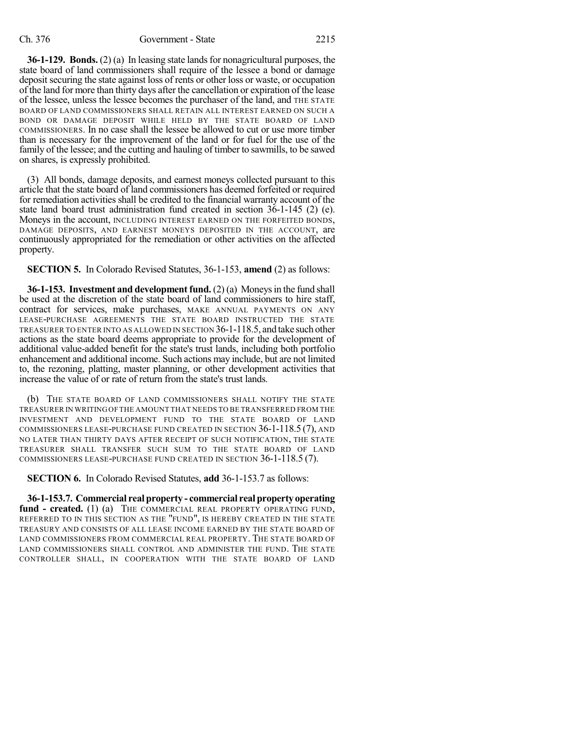**36-1-129. Bonds.** (2) (a) In leasing state lands for nonagricultural purposes, the state board of land commissioners shall require of the lessee a bond or damage deposit securing the state against loss of rents or other loss or waste, or occupation of the land for more than thirty days after the cancellation or expiration of the lease of the lessee, unless the lessee becomes the purchaser of the land, and THE STATE BOARD OF LAND COMMISSIONERS SHALL RETAIN ALL INTEREST EARNED ON SUCH A BOND OR DAMAGE DEPOSIT WHILE HELD BY THE STATE BOARD OF LAND COMMISSIONERS. In no case shall the lessee be allowed to cut or use more timber than is necessary for the improvement of the land or for fuel for the use of the family of the lessee; and the cutting and hauling of timber to sawmills, to be sawed on shares, is expressly prohibited.

(3) All bonds, damage deposits, and earnest moneys collected pursuant to this article that the state board of land commissioners has deemed forfeited or required for remediation activities shall be credited to the financial warranty account of the state land board trust administration fund created in section 36-1-145 (2) (e). Moneys in the account, INCLUDING INTEREST EARNED ON THE FORFEITED BONDS, DAMAGE DEPOSITS, AND EARNEST MONEYS DEPOSITED IN THE ACCOUNT, are continuously appropriated for the remediation or other activities on the affected property.

**SECTION 5.** In Colorado Revised Statutes, 36-1-153, **amend** (2) as follows:

**36-1-153. Investment and development fund.** (2) (a) Moneys in the fund shall be used at the discretion of the state board of land commissioners to hire staff, contract for services, make purchases, MAKE ANNUAL PAYMENTS ON ANY LEASE-PURCHASE AGREEMENTS THE STATE BOARD INSTRUCTED THE STATE TREASURER TO ENTER INTO AS ALLOWED IN SECTION 36-1-118.5, and take such other actions as the state board deems appropriate to provide for the development of additional value-added benefit for the state's trust lands, including both portfolio enhancement and additional income. Such actions may include, but are not limited to, the rezoning, platting, master planning, or other development activities that increase the value of or rate of return from the state's trust lands.

(b) THE STATE BOARD OF LAND COMMISSIONERS SHALL NOTIFY THE STATE TREASURER IN WRITING OF THE AMOUNT THAT NEEDS TO BE TRANSFERRED FROM THE INVESTMENT AND DEVELOPMENT FUND TO THE STATE BOARD OF LAND COMMISSIONERS LEASE-PURCHASE FUND CREATED IN SECTION 36-1-118.5 (7), AND NO LATER THAN THIRTY DAYS AFTER RECEIPT OF SUCH NOTIFICATION, THE STATE TREASURER SHALL TRANSFER SUCH SUM TO THE STATE BOARD OF LAND COMMISSIONERS LEASE-PURCHASE FUND CREATED IN SECTION 36-1-118.5 (7).

**SECTION 6.** In Colorado Revised Statutes, **add** 36-1-153.7 as follows:

**36-1-153.7. Commercial real property - commercial real property operating fund - created.** (1) (a) THE COMMERCIAL REAL PROPERTY OPERATING FUND, REFERRED TO IN THIS SECTION AS THE "FUND", IS HEREBY CREATED IN THE STATE TREASURY AND CONSISTS OF ALL LEASE INCOME EARNED BY THE STATE BOARD OF LAND COMMISSIONERS FROM COMMERCIAL REAL PROPERTY. THE STATE BOARD OF LAND COMMISSIONERS SHALL CONTROL AND ADMINISTER THE FUND. THE STATE CONTROLLER SHALL, IN COOPERATION WITH THE STATE BOARD OF LAND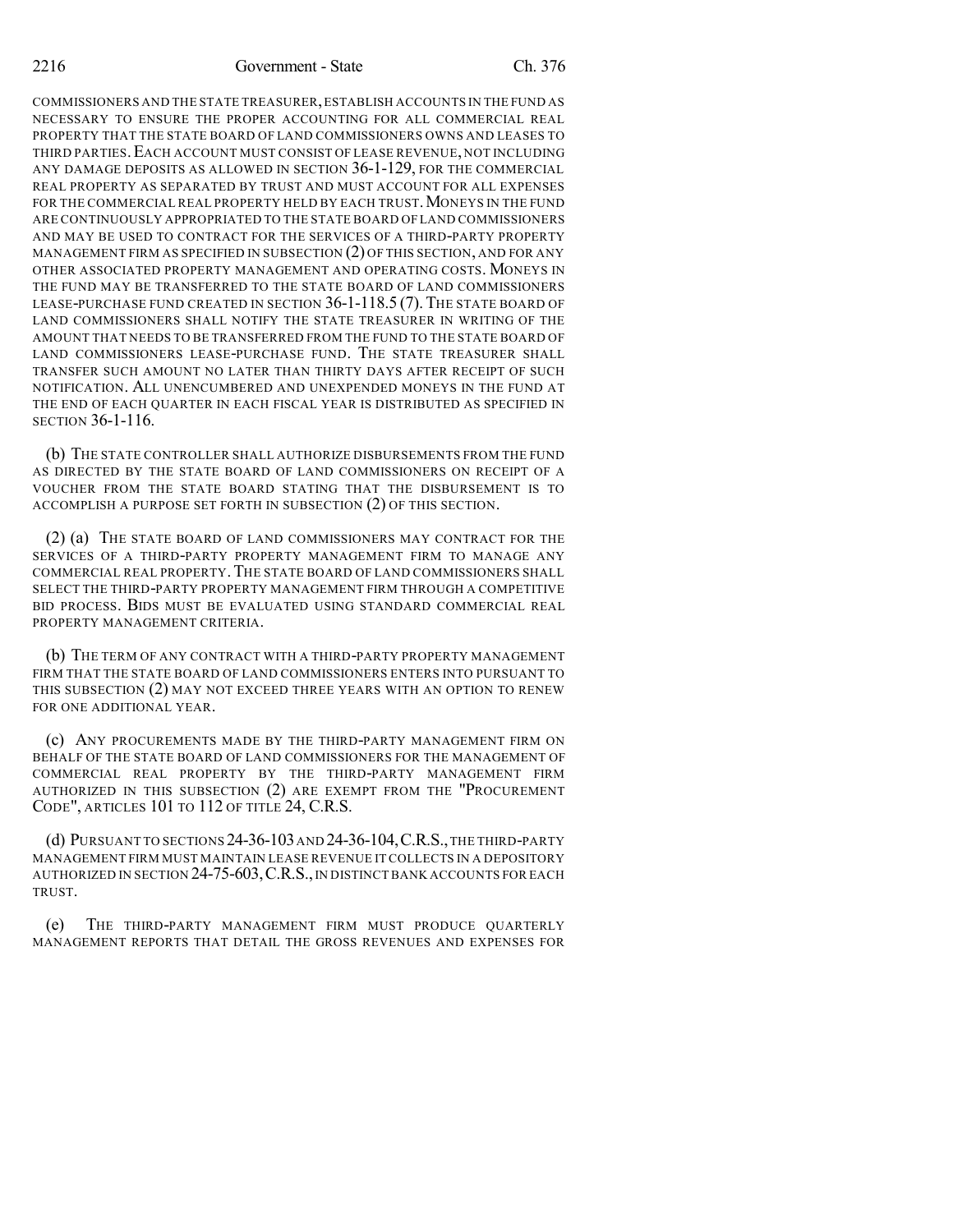COMMISSIONERS AND THE STATE TREASURER, ESTABLISH ACCOUNTS IN THE FUND AS NECESSARY TO ENSURE THE PROPER ACCOUNTING FOR ALL COMMERCIAL REAL PROPERTY THAT THE STATE BOARD OF LAND COMMISSIONERS OWNS AND LEASES TO THIRD PARTIES. EACH ACCOUNT MUST CONSIST OF LEASE REVENUE, NOT INCLUDING ANY DAMAGE DEPOSITS AS ALLOWED IN SECTION 36-1-129, FOR THE COMMERCIAL REAL PROPERTY AS SEPARATED BY TRUST AND MUST ACCOUNT FOR ALL EXPENSES FOR THE COMMERCIAL REAL PROPERTY HELD BY EACH TRUST. MONEYS IN THE FUND ARE CONTINUOUSLY APPROPRIATED TO THE STATE BOARD OF LAND COMMISSIONERS AND MAY BE USED TO CONTRACT FOR THE SERVICES OF A THIRD-PARTY PROPERTY MANAGEMENT FIRM AS SPECIFIED IN SUBSECTION (2) OF THIS SECTION, AND FOR ANY OTHER ASSOCIATED PROPERTY MANAGEMENT AND OPERATING COSTS. MONEYS IN THE FUND MAY BE TRANSFERRED TO THE STATE BOARD OF LAND COMMISSIONERS LEASE-PURCHASE FUND CREATED IN SECTION 36-1-118.5 (7). THE STATE BOARD OF LAND COMMISSIONERS SHALL NOTIFY THE STATE TREASURER IN WRITING OF THE AMOUNT THAT NEEDS TO BE TRANSFERRED FROM THE FUND TO THE STATE BOARD OF LAND COMMISSIONERS LEASE-PURCHASE FUND. THE STATE TREASURER SHALL TRANSFER SUCH AMOUNT NO LATER THAN THIRTY DAYS AFTER RECEIPT OF SUCH NOTIFICATION. ALL UNENCUMBERED AND UNEXPENDED MONEYS IN THE FUND AT THE END OF EACH QUARTER IN EACH FISCAL YEAR IS DISTRIBUTED AS SPECIFIED IN SECTION 36-1-116.

(b) THE STATE CONTROLLER SHALL AUTHORIZE DISBURSEMENTS FROM THE FUND AS DIRECTED BY THE STATE BOARD OF LAND COMMISSIONERS ON RECEIPT OF A VOUCHER FROM THE STATE BOARD STATING THAT THE DISBURSEMENT IS TO ACCOMPLISH A PURPOSE SET FORTH IN SUBSECTION (2) OF THIS SECTION.

(2) (a) THE STATE BOARD OF LAND COMMISSIONERS MAY CONTRACT FOR THE SERVICES OF A THIRD-PARTY PROPERTY MANAGEMENT FIRM TO MANAGE ANY COMMERCIAL REAL PROPERTY. THE STATE BOARD OF LAND COMMISSIONERS SHALL SELECT THE THIRD-PARTY PROPERTY MANAGEMENT FIRM THROUGH A COMPETITIVE BID PROCESS. BIDS MUST BE EVALUATED USING STANDARD COMMERCIAL REAL PROPERTY MANAGEMENT CRITERIA.

(b) THE TERM OF ANY CONTRACT WITH A THIRD-PARTY PROPERTY MANAGEMENT FIRM THAT THE STATE BOARD OF LAND COMMISSIONERS ENTERS INTO PURSUANT TO THIS SUBSECTION (2) MAY NOT EXCEED THREE YEARS WITH AN OPTION TO RENEW FOR ONE ADDITIONAL YEAR.

(c) ANY PROCUREMENTS MADE BY THE THIRD-PARTY MANAGEMENT FIRM ON BEHALF OF THE STATE BOARD OF LAND COMMISSIONERS FOR THE MANAGEMENT OF COMMERCIAL REAL PROPERTY BY THE THIRD-PARTY MANAGEMENT FIRM AUTHORIZED IN THIS SUBSECTION (2) ARE EXEMPT FROM THE "PROCUREMENT CODE", ARTICLES 101 TO 112 OF TITLE 24, C.R.S.

(d) PURSUANT TO SECTIONS 24-36-103 AND 24-36-104, C.R.S., THE THIRD-PARTY MANAGEMENT FIRM MUST MAINTAIN LEASE REVENUE IT COLLECTS IN A DEPOSITORY AUTHORIZED IN SECTION 24-75-603, C.R.S., IN DISTINCT BANK ACCOUNTS FOR EACH TRUST.

(e) THE THIRD-PARTY MANAGEMENT FIRM MUST PRODUCE QUARTERLY MANAGEMENT REPORTS THAT DETAIL THE GROSS REVENUES AND EXPENSES FOR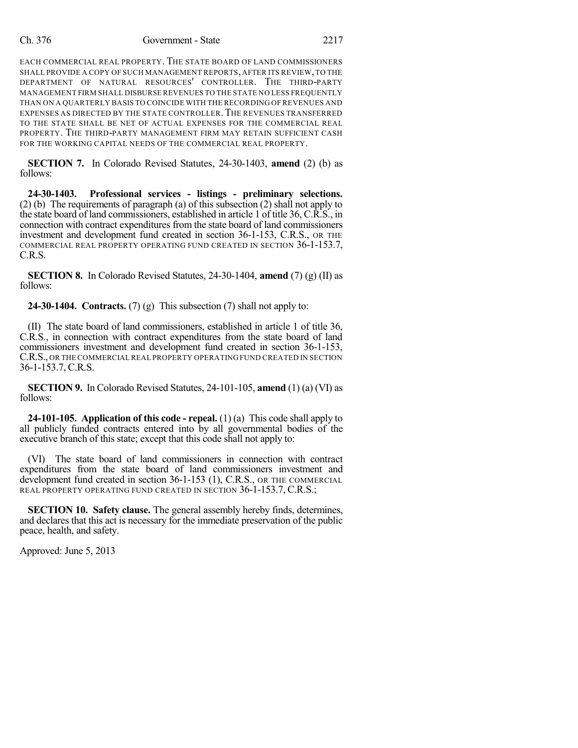EACH COMMERCIAL REAL PROPERTY. THE STATE BOARD OF LAND COMMISSIONERS SHALL PROVIDE A COPY OF SUCH MANAGEMENT REPORTS, AFTER ITS REVIEW, TO THE DEPARTMENT OF NATURAL RESOURCES' CONTROLLER. THE THIRD-PARTY MANAGEMENT FIRM SHALL DISBURSE REVENUES TO THE STATE NO LESS FREQUENTLY THAN ON A QUARTERLY BASIS TO COINCIDE WITH THE RECORDING OF REVENUES AND EXPENSES AS DIRECTED BY THE STATE CONTROLLER. THE REVENUES TRANSFERRED TO THE STATE SHALL BE NET OF ACTUAL EXPENSES FOR THE COMMERCIAL REAL PROPERTY. THE THIRD-PARTY MANAGEMENT FIRM MAY RETAIN SUFFICIENT CASH FOR THE WORKING CAPITAL NEEDS OF THE COMMERCIAL REAL PROPERTY.

**SECTION 7.** In Colorado Revised Statutes, 24-30-1403, **amend** (2) (b) as follows:

**24-30-1403. Professional services - listings - preliminary selections.** (2) (b) The requirements of paragraph (a) of this subsection (2) shall not apply to the state board of land commissioners, established in article 1 of title 36, C.R.S., in connection with contract expenditures from the state board of land commissioners investment and development fund created in section 36-1-153, C.R.S., OR THE COMMERCIAL REAL PROPERTY OPERATING FUND CREATED IN SECTION 36-1-153.7, C.R.S.

**SECTION 8.** In Colorado Revised Statutes, 24-30-1404, **amend** (7) (g) (II) as follows:

**24-30-1404. Contracts.** (7) (g) This subsection (7) shall not apply to:

(II) The state board of land commissioners, established in article 1 of title 36, C.R.S., in connection with contract expenditures from the state board of land commissioners investment and development fund created in section 36-1-153, C.R.S., OR THE COMMERCIAL REAL PROPERTY OPERATING FUND CREATED IN SECTION 36-1-153.7, C.R.S.

**SECTION 9.** In Colorado Revised Statutes, 24-101-105, **amend** (1) (a) (VI) as follows:

**24-101-105. Application of this code - repeal.** (1) (a) This code shall apply to all publicly funded contracts entered into by all governmental bodies of the executive branch of this state; except that this code shall not apply to:

(VI) The state board of land commissioners in connection with contract expenditures from the state board of land commissioners investment and development fund created in section 36-1-153 (1), C.R.S., OR THE COMMERCIAL REAL PROPERTY OPERATING FUND CREATED IN SECTION 36-1-153.7, C.R.S.;

**SECTION 10. Safety clause.** The general assembly hereby finds, determines, and declares that this act is necessary for the immediate preservation of the public peace, health, and safety.

Approved: June 5, 2013